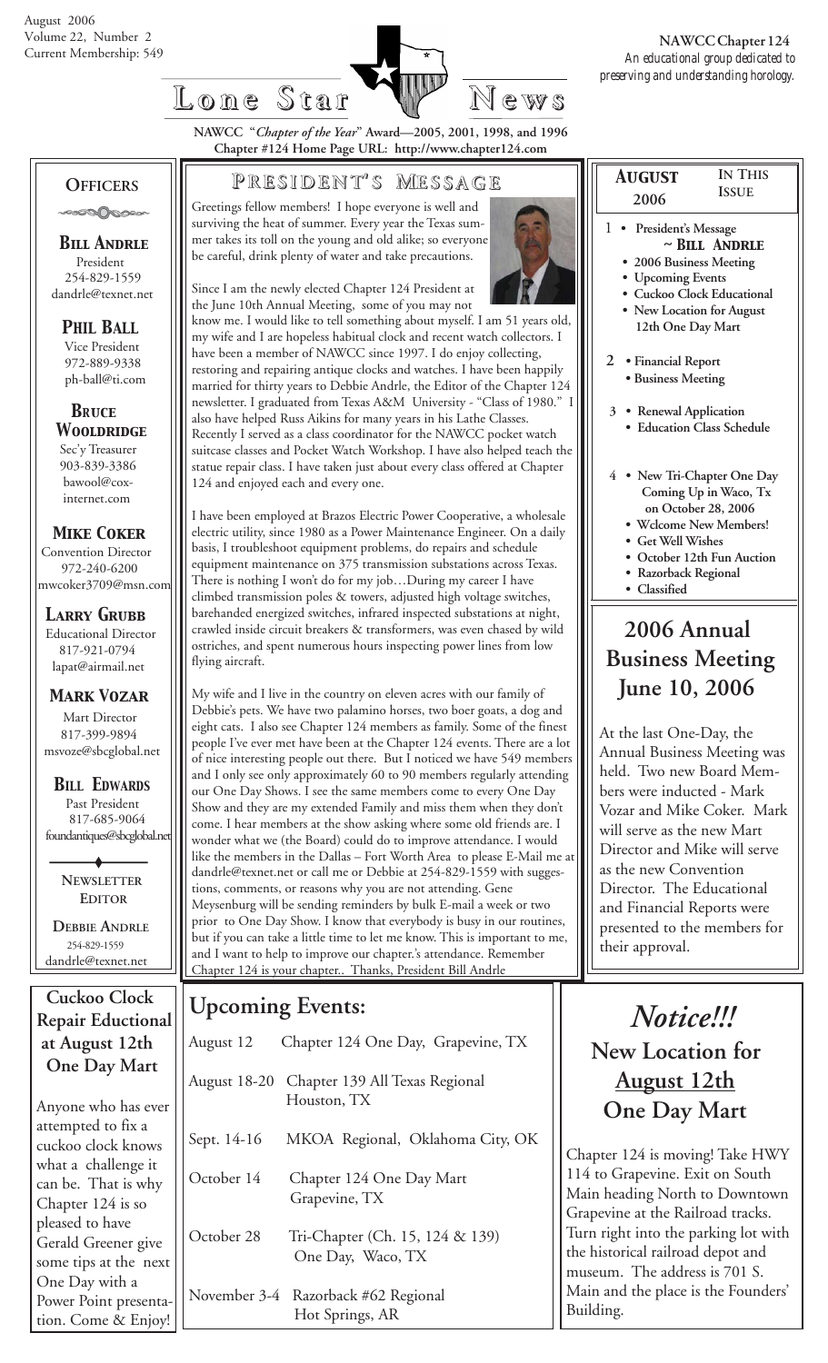August 2006
Volume 22, Number 2
Current Membership: 549

**NAWCC Chapter 124**
*An educational group dedicated to preserving and understanding horology.*

# Lone Star News

NAWCC "*Chapter of the Year*" Award—2005, 2001, 1998, and 1996
Chapter #124 Home Page URL: http://www.chapter124.com

## Officers

**Bill Andrle**
President
254-829-1559
dandrle@texnet.net

**Phil Ball**
Vice President
972-889-9338
ph-ball@ti.com

**Bruce Wooldridge**
Sec'y Treasurer
903-839-3386
bawool@cox-internet.com

**Mike Coker**
Convention Director
972-240-6200
mwcoker3709@msn.com

**Larry Grubb**
Educational Director
817-921-0794
lapat@airmail.net

**Mark Vozar**
Mart Director
817-399-9894
msvoze@sbcglobal.net

**Bill Edwards**
Past President
817-685-9064
foundantiques@sbcglobal.net

**Newsletter Editor**

**Debbie Andrle**
254-829-1559
dandrle@texnet.net

## President's Message

Greetings fellow members! I hope everyone is well and surviving the heat of summer. Every year the Texas summer takes its toll on the young and old alike; so everyone be careful, drink plenty of water and take precautions.

Since I am the newly elected Chapter 124 President at the June 10th Annual Meeting, some of you may not know me. I would like to tell something about myself. I am 51 years old, my wife and I are hopeless habitual clock and recent watch collectors. I have been a member of NAWCC since 1997. I do enjoy collecting, restoring and repairing antique clocks and watches. I have been happily married for thirty years to Debbie Andrle, the Editor of the Chapter 124 newsletter. I graduated from Texas A&M University - "Class of 1980." I also have helped Russ Aikins for many years in his Lathe Classes. Recently I served as a class coordinator for the NAWCC pocket watch suitcase classes and Pocket Watch Workshop. I have also helped teach the statue repair class. I have taken just about every class offered at Chapter 124 and enjoyed each and every one.

I have been employed at Brazos Electric Power Cooperative, a wholesale electric utility, since 1980 as a Power Maintenance Engineer. On a daily basis, I troubleshoot equipment problems, do repairs and schedule equipment maintenance on 375 transmission substations across Texas. There is nothing I won't do for my job…During my career I have climbed transmission poles & towers, adjusted high voltage switches, barehanded energized switches, infrared inspected substations at night, crawled inside circuit breakers & transformers, was even chased by wild ostriches, and spent numerous hours inspecting power lines from low flying aircraft.

My wife and I live in the country on eleven acres with our family of Debbie's pets. We have two palamino horses, two boer goats, a dog and eight cats. I also see Chapter 124 members as family. Some of the finest people I've ever met have been at the Chapter 124 events. There are a lot of nice interesting people out there. But I noticed we have 549 members and I only see only approximately 60 to 90 members regularly attending our One Day Shows. I see the same members come to every One Day Show and they are my extended Family and miss them when they don't come. I hear members at the show asking where some old friends are. I wonder what we (the Board) could do to improve attendance. I would like the members in the Dallas – Fort Worth Area to please E-Mail me at dandrle@texnet.net or call me or Debbie at 254-829-1559 with suggestions, comments, or reasons why you are not attending. Gene Meysenburg will be sending reminders by bulk E-mail a week or two prior to One Day Show. I know that everybody is busy in our routines, but if you can take a little time to let me know. This is important to me, and I want to help to improve our chapter.'s attendance. Remember Chapter 124 is your chapter.. Thanks, President Bill Andrle

## August 2006 — In This Issue

1 • President's Message ~ Bill Andrle
- 2006 Business Meeting
- Upcoming Events
- Cuckoo Clock Educational
- New Location for August 12th One Day Mart

2 • Financial Report
- Business Meeting

3 • Renewal Application
- Education Class Schedule

4 • New Tri-Chapter One Day Coming Up in Waco, Tx on October 28, 2006
- Wclcome New Members!
- Get Well Wishes
- October 12th Fun Auction
- Razorback Regional
- Classified

## 2006 Annual Business Meeting June 10, 2006

At the last One-Day, the Annual Business Meeting was held. Two new Board Members were inducted - Mark Vozar and Mike Coker. Mark will serve as the new Mart Director and Mike will serve as the new Convention Director. The Educational and Financial Reports were presented to the members for their approval.

## Cuckoo Clock Repair Eductional at August 12th One Day Mart

Anyone who has ever attempted to fix a cuckoo clock knows what a challenge it can be. That is why Chapter 124 is so pleased to have Gerald Greener give some tips at the next One Day with a Power Point presentation. Come & Enjoy!

## Upcoming Events:

| | |
|---|---|
| August 12 | Chapter 124 One Day, Grapevine, TX |
| August 18-20 | Chapter 139 All Texas Regional Houston, TX |
| Sept. 14-16 | MKOA Regional, Oklahoma City, OK |
| October 14 | Chapter 124 One Day Mart Grapevine, TX |
| October 28 | Tri-Chapter (Ch. 15, 124 & 139) One Day, Waco, TX |
| November 3-4 | Razorback #62 Regional Hot Springs, AR |

## *Notice!!!* New Location for August 12th One Day Mart

Chapter 124 is moving! Take HWY 114 to Grapevine. Exit on South Main heading North to Downtown Grapevine at the Railroad tracks. Turn right into the parking lot with the historical railroad depot and museum. The address is 701 S. Main and the place is the Founders' Building.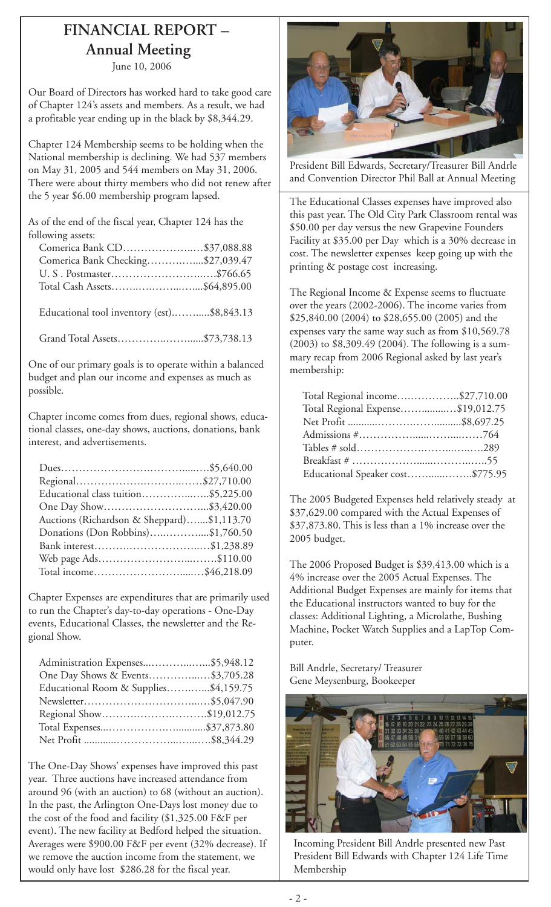# FINANCIAL REPORT – Annual Meeting

June 10, 2006

Our Board of Directors has worked hard to take good care of Chapter 124's assets and members. As a result, we had a profitable year ending up in the black by $8,344.29.

Chapter 124 Membership seems to be holding when the National membership is declining. We had 537 members on May 31, 2005 and 544 members on May 31, 2006. There were about thirty members who did not renew after the 5 year $6.00 membership program lapsed.

As of the end of the fiscal year, Chapter 124 has the following assets:

| | |
|---|---|
| Comerica Bank CD | $37,088.88 |
| Comerica Bank Checking | $27,039.47 |
| U. S . Postmaster | $766.65 |
| Total Cash Assets | $64,895.00 |
| Educational tool inventory (est) | $8,843.13 |
| Grand Total Assets | $73,738.13 |

One of our primary goals is to operate within a balanced budget and plan our income and expenses as much as possible.

Chapter income comes from dues, regional shows, educational classes, one-day shows, auctions, donations, bank interest, and advertisements.

| | |
|---|---|
| Dues | $5,640.00 |
| Regional | $27,710.00 |
| Educational class tuition | $5,225.00 |
| One Day Show | $3,420.00 |
| Auctions (Richardson & Sheppard) | $1,113.70 |
| Donations (Don Robbins) | $1,760.50 |
| Bank interest | $1,238.89 |
| Web page Ads | $110.00 |
| Total income | $46,218.09 |

Chapter Expenses are expenditures that are primarily used to run the Chapter's day-to-day operations - One-Day events, Educational Classes, the newsletter and the Regional Show.

| | |
|---|---|
| Administration Expenses | $5,948.12 |
| One Day Shows & Events | $3,705.28 |
| Educational Room & Supplies | $4,159.75 |
| Newsletter | $5,047.90 |
| Regional Show | $19,012.75 |
| Total Expenses | $37,873.80 |
| Net Profit | $8,344.29 |

The One-Day Shows' expenses have improved this past year. Three auctions have increased attendance from around 96 (with an auction) to 68 (without an auction). In the past, the Arlington One-Days lost money due to the cost of the food and facility ($1,325.00 F&F per event). The new facility at Bedford helped the situation. Averages were $900.00 F&F per event (32% decrease). If we remove the auction income from the statement, we would only have lost $286.28 for the fiscal year.

President Bill Edwards, Secretary/Treasurer Bill Andrle and Convention Director Phil Ball at Annual Meeting

The Educational Classes expenses have improved also this past year. The Old City Park Classroom rental was $50.00 per day versus the new Grapevine Founders Facility at $35.00 per Day which is a 30% decrease in cost. The newsletter expenses keep going up with the printing & postage cost increasing.

The Regional Income & Expense seems to fluctuate over the years (2002-2006). The income varies from $25,840.00 (2004) to $28,655.00 (2005) and the expenses vary the same way such as from $10,569.78 (2003) to $8,309.49 (2004). The following is a summary recap from 2006 Regional asked by last year's membership:

| | |
|---|---|
| Total Regional income | $27,710.00 |
| Total Regional Expense | $19,012.75 |
| Net Profit | $8,697.25 |
| Admissions # | 764 |
| Tables # sold | 289 |
| Breakfast # | 55 |
| Educational Speaker cost | $775.95 |

The 2005 Budgeted Expenses held relatively steady at $37,629.00 compared with the Actual Expenses of $37,873.80. This is less than a 1% increase over the 2005 budget.

The 2006 Proposed Budget is $39,413.00 which is a 4% increase over the 2005 Actual Expenses. The Additional Budget Expenses are mainly for items that the Educational instructors wanted to buy for the classes: Additional Lighting, a Microlathe, Bushing Machine, Pocket Watch Supplies and a LapTop Computer.

Bill Andrle, Secretary/ Treasurer
Gene Meysenburg, Bookeeper

Incoming President Bill Andrle presented new Past President Bill Edwards with Chapter 124 Life Time Membership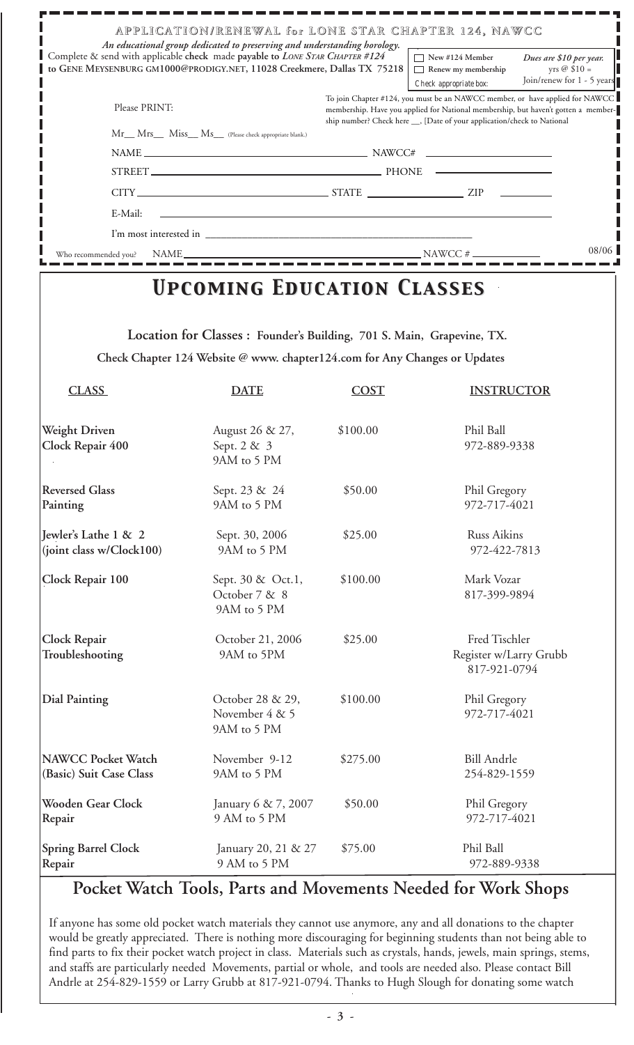## APPLICATION/RENEWAL for LONE STAR CHAPTER 124, NAWCC

*An educational group dedicated to preserving and understanding horology.*

Complete & send with applicable **check** made **payable to** ***Lone Star Chapter #124*** **to Gene Meysenburg gm1000@prodigy.net, 11028 Creekmere, Dallas TX 75218**

☐ New #124 Member
☐ Renew my membership
Check appropriate box:

***Dues are $10 per year.*** yrs @ $10 = Join/renew for 1 - 5 years

Please PRINT:

To join Chapter #124, you must be an NAWCC member, or have applied for NAWCC membership. Have you applied for National membership, but haven't gotten a membership number? Check here __, [Date of your application/check to National

Mr__ Mrs__ Miss__ Ms__ (Please check appropriate blank.)

NAME ______________________ NAWCC# ______________

STREET ______________________ PHONE ______________

CITY ______________ STATE ______________ ZIP ________

E-Mail: ______________________________

I'm most interested in ______________________________

Who recommended you? NAME ______________________ NAWCC # ____________ 08/06

# *Upcoming Education Classes*

**Location for Classes : Founder's Building, 701 S. Main, Grapevine, TX.**

**Check Chapter 124 Website @ www. chapter124.com for Any Changes or Updates**

| CLASS | DATE | COST | INSTRUCTOR |
|---|---|---|---|
| **Weight Driven Clock Repair 400** | August 26 & 27, Sept. 2 & 3 9AM to 5 PM | $100.00 | Phil Ball 972-889-9338 |
| **Reversed Glass Painting** | Sept. 23 & 24 9AM to 5 PM | $50.00 | Phil Gregory 972-717-4021 |
| **Jewler's Lathe 1 & 2 (joint class w/Clock100)** | Sept. 30, 2006 9AM to 5 PM | $25.00 | Russ Aikins 972-422-7813 |
| **Clock Repair 100** | Sept. 30 & Oct.1, October 7 & 8 9AM to 5 PM | $100.00 | Mark Vozar 817-399-9894 |
| **Clock Repair Troubleshooting** | October 21, 2006 9AM to 5PM | $25.00 | Fred Tischler Register w/Larry Grubb 817-921-0794 |
| **Dial Painting** | October 28 & 29, November 4 & 5 9AM to 5 PM | $100.00 | Phil Gregory 972-717-4021 |
| **NAWCC Pocket Watch (Basic) Suit Case Class** | November 9-12 9AM to 5 PM | $275.00 | Bill Andrle 254-829-1559 |
| **Wooden Gear Clock Repair** | January 6 & 7, 2007 9 AM to 5 PM | $50.00 | Phil Gregory 972-717-4021 |
| **Spring Barrel Clock Repair** | January 20, 21 & 27 9 AM to 5 PM | $75.00 | Phil Ball 972-889-9338 |

## Pocket Watch Tools, Parts and Movements Needed for Work Shops

If anyone has some old pocket watch materials they cannot use anymore, any and all donations to the chapter would be greatly appreciated. There is nothing more discouraging for beginning students than not being able to find parts to fix their pocket watch project in class. Materials such as crystals, hands, jewels, main springs, stems, and staffs are particularly needed Movements, partial or whole, and tools are needed also. Please contact Bill Andrle at 254-829-1559 or Larry Grubb at 817-921-0794. Thanks to Hugh Slough for donating some watch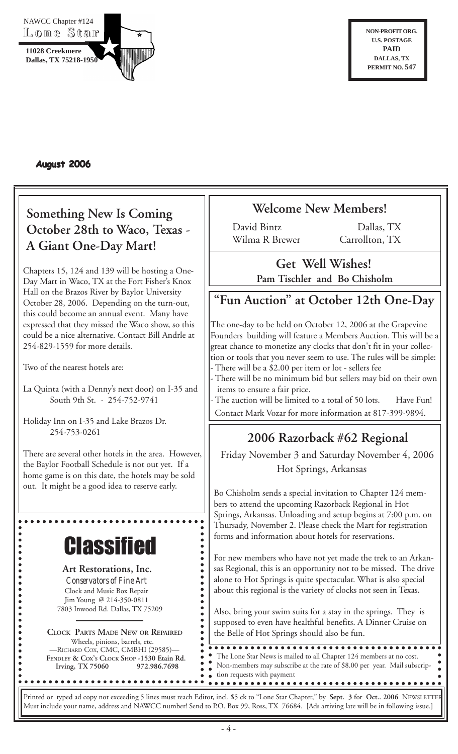NAWCC Chapter #124
Lone Star
11028 Creekmere
Dallas, TX 75218-1950

NON-PROFIT ORG.
U.S. POSTAGE
PAID
DALLAS, TX
PERMIT NO. 547

**August 2006**

## Something New Is Coming October 28th to Waco, Texas - A Giant One-Day Mart!

Chapters 15, 124 and 139 will be hosting a One-Day Mart in Waco, TX at the Fort Fisher's Knox Hall on the Brazos River by Baylor University October 28, 2006. Depending on the turn-out, this could become an annual event. Many have expressed that they missed the Waco show, so this could be a nice alternative. Contact Bill Andrle at 254-829-1559 for more details.

Two of the nearest hotels are:

La Quinta (with a Denny's next door) on I-35 and South 9th St. - 254-752-9741

Holiday Inn on I-35 and Lake Brazos Dr. 254-753-0261

There are several other hotels in the area. However, the Baylor Football Schedule is not out yet. If a home game is on this date, the hotels may be sold out. It might be a good idea to reserve early.

# Classified

**Art Restorations, Inc.**
*Conservators of Fine Art*
Clock and Music Box Repair
Jim Young @ 214-350-0811
7803 Inwood Rd. Dallas, TX 75209

**CLOCK PARTS MADE NEW OR REPAIRED**
Wheels, pinions, barrels, etc.
—RICHARD COX, CMC, CMBHI (29585)—
**FENDLEY & COX'S CLOCK SHOP -1530 Etain Rd. Irving, TX 75060 972.986.7698**

## Welcome New Members!

David Bintz — Dallas, TX
Wilma R Brewer — Carrollton, TX

## Get Well Wishes!

**Pam Tischler and Bo Chisholm**

## "Fun Auction" at October 12th One-Day

The one-day to be held on October 12, 2006 at the Grapevine Founders building will feature a Members Auction. This will be a great chance to monetize any clocks that don't fit in your collection or tools that you never seem to use. The rules will be simple:

- There will be a $2.00 per item or lot - sellers fee
- There will be no minimum bid but sellers may bid on their own items to ensure a fair price.
- The auction will be limited to a total of 50 lots. Have Fun!

Contact Mark Vozar for more information at 817-399-9894.

## 2006 Razorback #62 Regional

Friday November 3 and Saturday November 4, 2006
Hot Springs, Arkansas

Bo Chisholm sends a special invitation to Chapter 124 members to attend the upcoming Razorback Regional in Hot Springs, Arkansas. Unloading and setup begins at 7:00 p.m. on Thursady, November 2. Please check the Mart for registration forms and information about hotels for reservations.

For new members who have not yet made the trek to an Arkansas Regional, this is an opportunity not to be missed. The drive alone to Hot Springs is quite spectacular. What is also special about this regional is the variety of clocks not seen in Texas.

Also, bring your swim suits for a stay in the springs. They is supposed to even have healthful benefits. A Dinner Cruise on the Belle of Hot Springs should also be fun.

The Lone Star News is mailed to all Chapter 124 members at no cost. Non-members may subscribe at the rate of $8.00 per year. Mail subscription requests with payment

Printed or typed ad copy not exceeding 5 lines must reach Editor, incl. $5 ck to "Lone Star Chapter," by **Sept. 3** for **Oct.. 2006** NEWSLETTER Must include your name, address and NAWCC number! Send to P.O. Box 99, Ross, TX 76684. [Ads arriving late will be in following issue.]